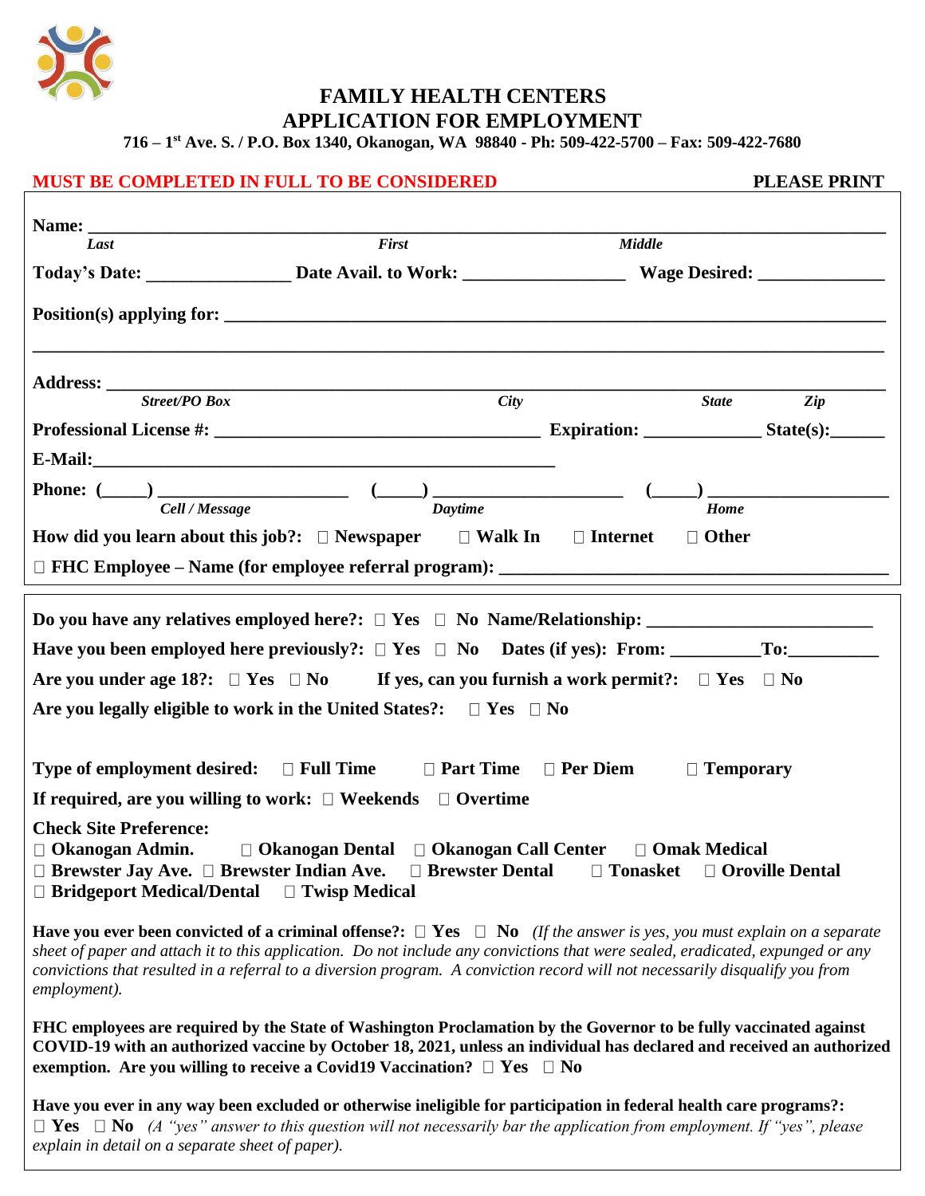# FAMILY HEALTH CENTERS
# APPLICATION FOR EMPLOYMENT

**716 – 1st Ave. S. / P.O. Box 1340, Okanogan, WA 98840 - Ph: 509-422-5700 – Fax: 509-422-7680**

**MUST BE COMPLETED IN FULL TO BE CONSIDERED** **PLEASE PRINT**

**Name:** ______________________________________________________________________
*Last* *First* *Middle*

**Today's Date:** _______________ **Date Avail. to Work:** _________________ **Wage Desired:** _____________

**Position(s) applying for:** ______________________________________________________________

______________________________________________________________________________

**Address:** ______________________________________________________________________
*Street/PO Box* *City* *State* *Zip*

**Professional License #:** __________________________________ **Expiration:** ____________ **State(s):**______

**E-Mail:**_____________________________________________

**Phone:** (____) __________________ (____) __________________ (____) __________________
*Cell / Message* *Daytime* *Home*

**How did you learn about this job?:** ☐ Newspaper ☐ Walk In ☐ Internet ☐ Other

☐ **FHC Employee – Name (for employee referral program):** ______________________________________

---

**Do you have any relatives employed here?:** ☐ Yes ☐ No **Name/Relationship:** ______________________

**Have you been employed here previously?:** ☐ Yes ☐ No **Dates (if yes): From:** _________**To:**_________

**Are you under age 18?:** ☐ Yes ☐ No **If yes, can you furnish a work permit?:** ☐ Yes ☐ No

**Are you legally eligible to work in the United States?:** ☐ Yes ☐ No

**Type of employment desired:** ☐ Full Time ☐ Part Time ☐ Per Diem ☐ Temporary

**If required, are you willing to work:** ☐ Weekends ☐ Overtime

**Check Site Preference:**
☐ Okanogan Admin. ☐ Okanogan Dental ☐ Okanogan Call Center ☐ Omak Medical
☐ Brewster Jay Ave. ☐ Brewster Indian Ave. ☐ Brewster Dental ☐ Tonasket ☐ Oroville Dental
☐ Bridgeport Medical/Dental ☐ Twisp Medical

**Have you ever been convicted of a criminal offense?:** ☐ **Yes** ☐ **No** *(If the answer is yes, you must explain on a separate sheet of paper and attach it to this application. Do not include any convictions that were sealed, eradicated, expunged or any convictions that resulted in a referral to a diversion program. A conviction record will not necessarily disqualify you from employment).*

**FHC employees are required by the State of Washington Proclamation by the Governor to be fully vaccinated against COVID-19 with an authorized vaccine by October 18, 2021, unless an individual has declared and received an authorized exemption. Are you willing to receive a Covid19 Vaccination?** ☐ **Yes** ☐ **No**

**Have you ever in any way been excluded or otherwise ineligible for participation in federal health care programs?:**
☐ **Yes** ☐ **No** *(A "yes" answer to this question will not necessarily bar the application from employment. If "yes", please explain in detail on a separate sheet of paper).*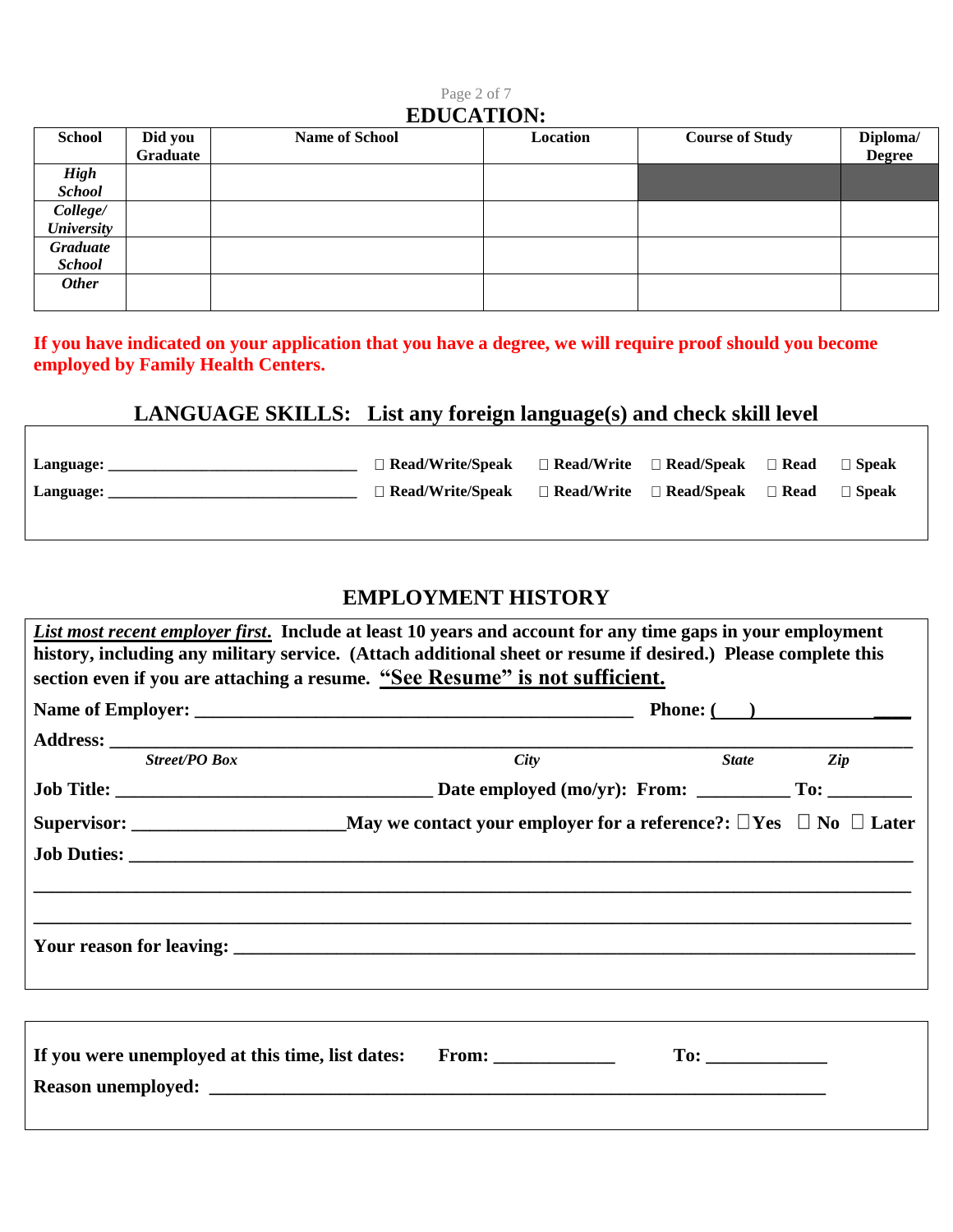## EDUCATION:

| School | Did you Graduate | Name of School | Location | Course of Study | Diploma/ Degree |
|---|---|---|---|---|---|
| ***High School*** | | | | | |
| ***College/ University*** | | | | | |
| ***Graduate School*** | | | | | |
| ***Other*** | | | | | |

**If you have indicated on your application that you have a degree, we will require proof should you become employed by Family Health Centers.**

## LANGUAGE SKILLS: List any foreign language(s) and check skill level

**Language: _______________________________** ☐ **Read/Write/Speak** ☐ **Read/Write** ☐ **Read/Speak** ☐ **Read** ☐ **Speak**

**Language: _______________________________** ☐ **Read/Write/Speak** ☐ **Read/Write** ☐ **Read/Speak** ☐ **Read** ☐ **Speak**

## EMPLOYMENT HISTORY

***List most recent employer first*. Include at least 10 years and account for any time gaps in your employment history, including any military service. (Attach additional sheet or resume if desired.) Please complete this section even if you are attaching a resume. "See Resume" is not sufficient.**

**Name of Employer: _________________________________________________ Phone: (    ) ________________**

**Address: ______________________________________________________________________________**

*Street/PO Box* *City* *State* *Zip*

**Job Title: ___________________________________ Date employed (mo/yr): From: __________ To: _________**

**Supervisor: _______________________ May we contact your employer for a reference?: ☐Yes ☐ No ☐ Later**

**Job Duties: ____________________________________________________________________________**

______________________________________________________________________________________

______________________________________________________________________________________

**Your reason for leaving: __________________________________________________________________**

**If you were unemployed at this time, list dates: From: _____________ To: _____________**

**Reason unemployed: ____________________________________________________________________**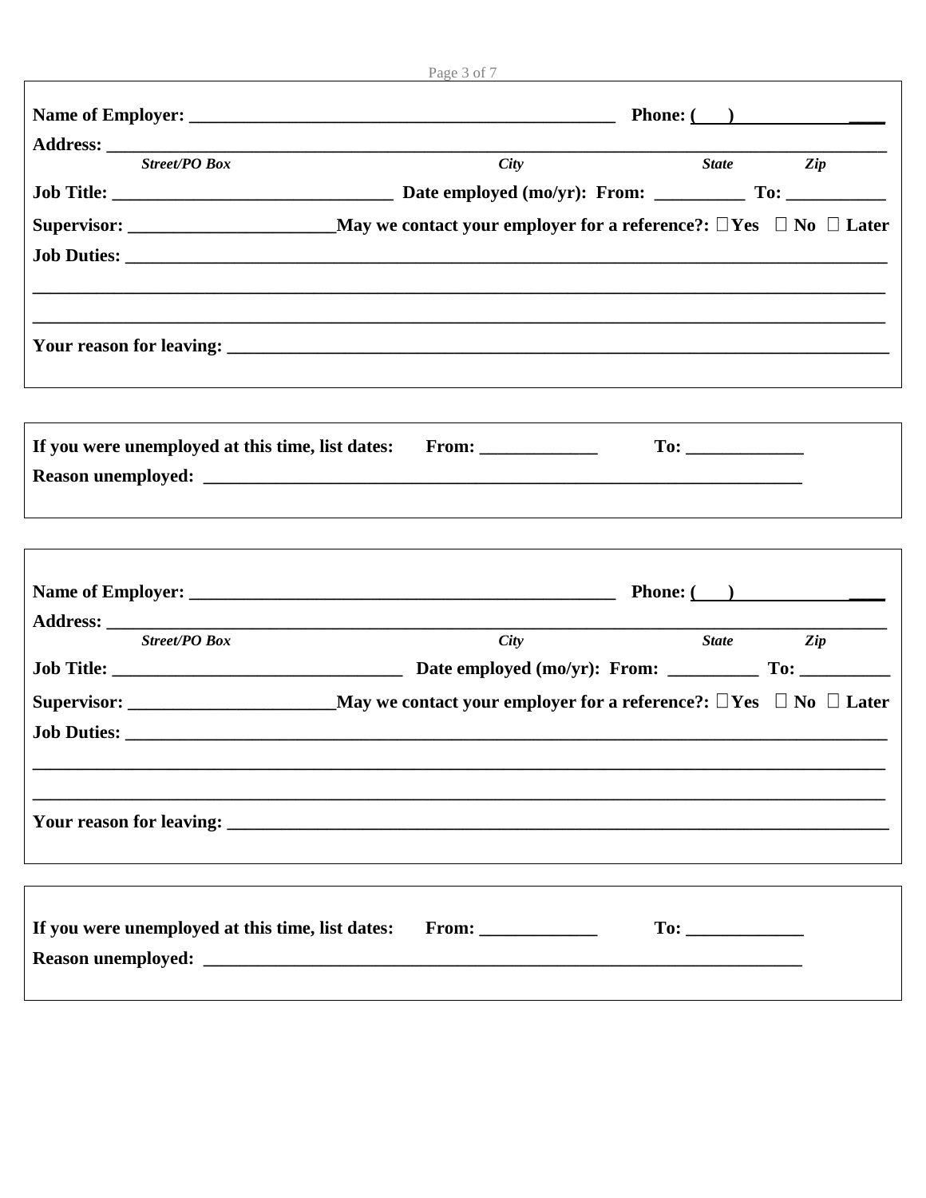**Name of Employer: ______________________________________________ Phone: (___) ______________**

**Address: ________________________________________________________________________________**

***Street/PO Box*** ***City*** ***State*** ***Zip***

**Job Title: ____________________________ Date employed (mo/yr): From: _________ To: __________**

**Supervisor: ____________________ May we contact your employer for a reference?: ☐Yes ☐ No ☐ Later**

**Job Duties: _____________________________________________________________________________**

**_____________________________________________________________________________________**

**_____________________________________________________________________________________**

**Your reason for leaving: _________________________________________________________________**

---

**If you were unemployed at this time, list dates: From: ___________ To: ___________**

**Reason unemployed: ______________________________________________________________**

---

**Name of Employer: ______________________________________________ Phone: (___) ______________**

**Address: ________________________________________________________________________________**

***Street/PO Box*** ***City*** ***State*** ***Zip***

**Job Title: ______________________________ Date employed (mo/yr): From: _________ To: _________**

**Supervisor: ____________________ May we contact your employer for a reference?: ☐Yes ☐ No ☐ Later**

**Job Duties: _____________________________________________________________________________**

**_____________________________________________________________________________________**

**_____________________________________________________________________________________**

**Your reason for leaving: _________________________________________________________________**

---

**If you were unemployed at this time, list dates: From: ___________ To: ___________**

**Reason unemployed: ______________________________________________________________**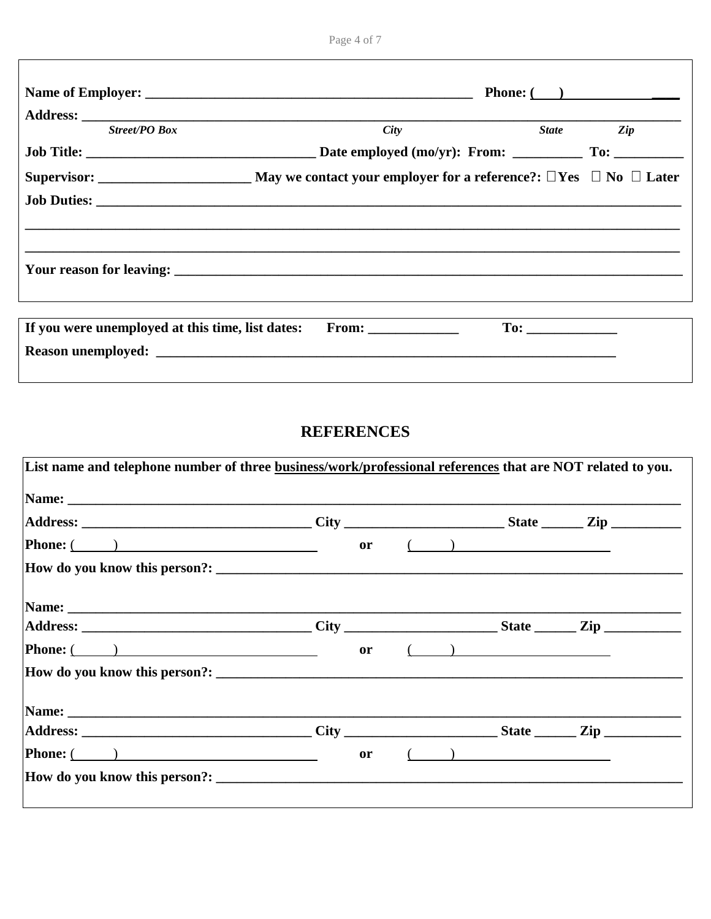**Name of Employer:** ________________________________________________ **Phone:** (___) ________________

**Address:** ____________________________________________________________________________________

*Street/PO Box* *City* *State* *Zip*

**Job Title:** _________________________________ **Date employed (mo/yr): From:** __________ **To:** __________

**Supervisor:** ______________________ **May we contact your employer for a reference?:** ☐ **Yes** ☐ **No** ☐ **Later**

**Job Duties:** _________________________________________________________________________________

_____________________________________________________________________________________________

_____________________________________________________________________________________________

**Your reason for leaving:** ______________________________________________________________________

---

**If you were unemployed at this time, list dates: From:** _____________ **To:** _____________

**Reason unemployed:** ___________________________________________________________________

## REFERENCES

**List name and telephone number of three business/work/professional references that are NOT related to you.**

**Name:** _____________________________________________________________________________________

**Address:** _________________________________ **City** _______________________ **State** ______ **Zip** __________

**Phone:** (______) _____________________________ **or** (______) _______________________

**How do you know this person?:** ______________________________________________________________

**Name:** _____________________________________________________________________________________

**Address:** _________________________________ **City** ______________________ **State** ______ **Zip** ___________

**Phone:** (______) _____________________________ **or** (______) _______________________

**How do you know this person?:** ______________________________________________________________

**Name:** _____________________________________________________________________________________

**Address:** _________________________________ **City** ______________________ **State** ______ **Zip** ___________

**Phone:** (______) _____________________________ **or** (______) _______________________

**How do you know this person?:** ______________________________________________________________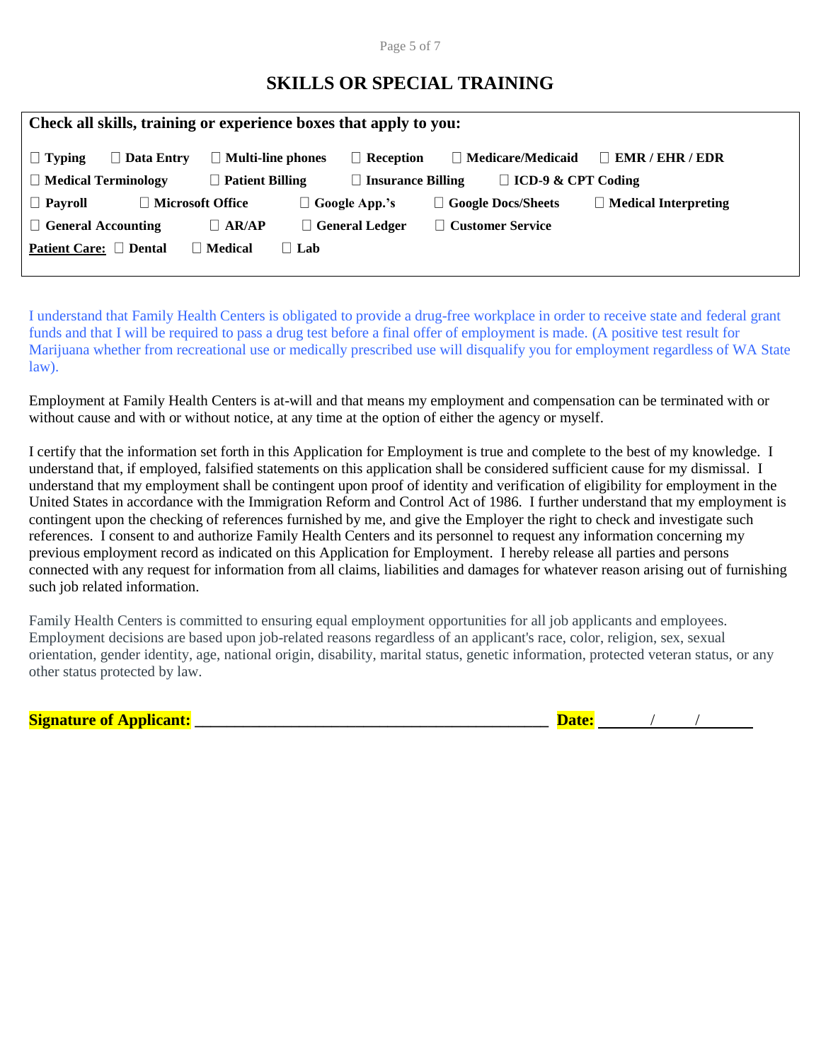## SKILLS OR SPECIAL TRAINING

**Check all skills, training or experience boxes that apply to you:**

☐ **Typing** ☐ **Data Entry** ☐ **Multi-line phones** ☐ **Reception** ☐ **Medicare/Medicaid** ☐ **EMR / EHR / EDR**

☐ **Medical Terminology** ☐ **Patient Billing** ☐ **Insurance Billing** ☐ **ICD-9 & CPT Coding**

☐ **Payroll** ☐ **Microsoft Office** ☐ **Google App.'s** ☐ **Google Docs/Sheets** ☐ **Medical Interpreting**

☐ **General Accounting** ☐ **AR/AP** ☐ **General Ledger** ☐ **Customer Service**

**Patient Care:** ☐ **Dental** ☐ **Medical** ☐ **Lab**

I understand that Family Health Centers is obligated to provide a drug-free workplace in order to receive state and federal grant funds and that I will be required to pass a drug test before a final offer of employment is made. (A positive test result for Marijuana whether from recreational use or medically prescribed use will disqualify you for employment regardless of WA State law).

Employment at Family Health Centers is at-will and that means my employment and compensation can be terminated with or without cause and with or without notice, at any time at the option of either the agency or myself.

I certify that the information set forth in this Application for Employment is true and complete to the best of my knowledge. I understand that, if employed, falsified statements on this application shall be considered sufficient cause for my dismissal. I understand that my employment shall be contingent upon proof of identity and verification of eligibility for employment in the United States in accordance with the Immigration Reform and Control Act of 1986. I further understand that my employment is contingent upon the checking of references furnished by me, and give the Employer the right to check and investigate such references. I consent to and authorize Family Health Centers and its personnel to request any information concerning my previous employment record as indicated on this Application for Employment. I hereby release all parties and persons connected with any request for information from all claims, liabilities and damages for whatever reason arising out of furnishing such job related information.

Family Health Centers is committed to ensuring equal employment opportunities for all job applicants and employees. Employment decisions are based upon job-related reasons regardless of an applicant's race, color, religion, sex, sexual orientation, gender identity, age, national origin, disability, marital status, genetic information, protected veteran status, or any other status protected by law.

**Signature of Applicant:** ____________________________________________ **Date:** ______/______/______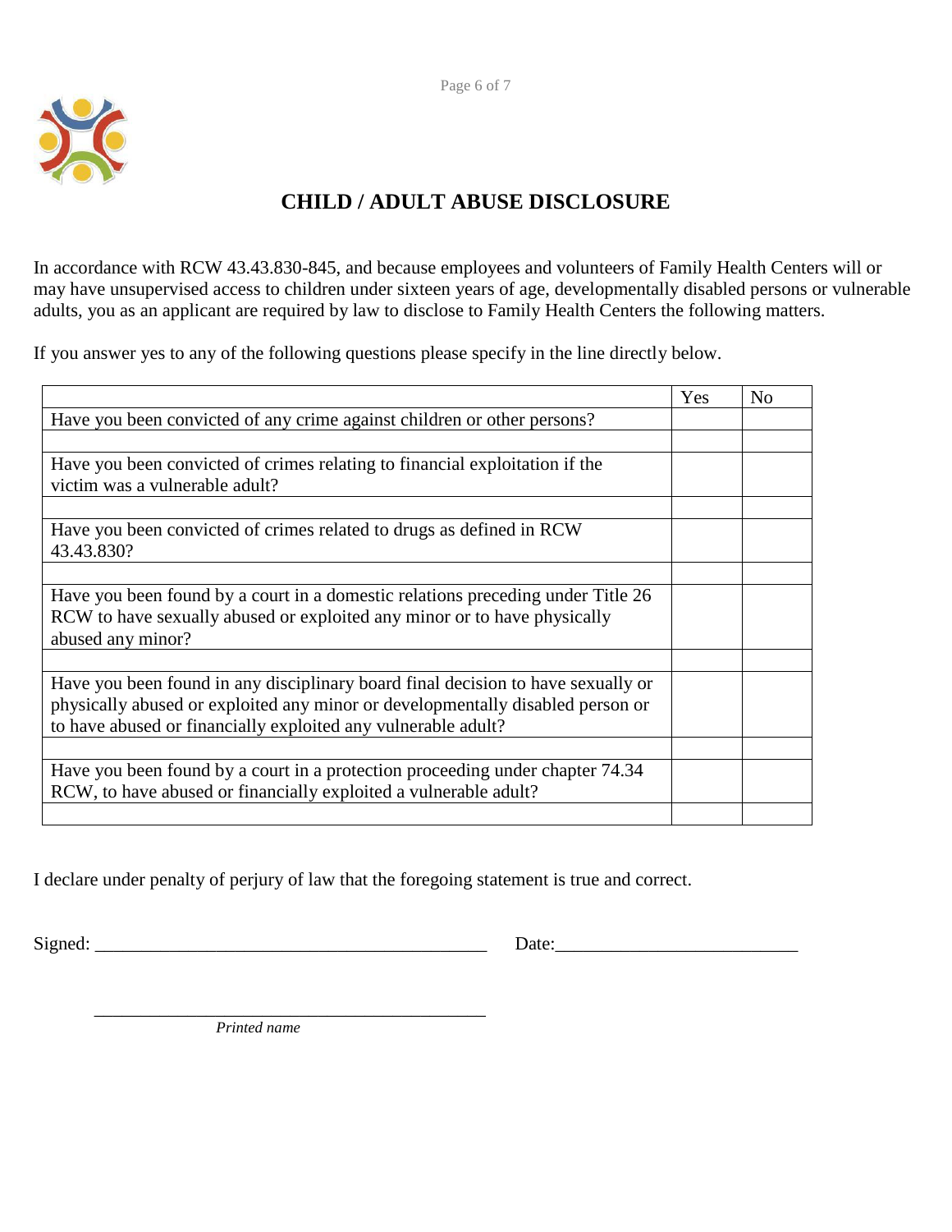# CHILD / ADULT ABUSE DISCLOSURE

In accordance with RCW 43.43.830-845, and because employees and volunteers of Family Health Centers will or may have unsupervised access to children under sixteen years of age, developmentally disabled persons or vulnerable adults, you as an applicant are required by law to disclose to Family Health Centers the following matters.

If you answer yes to any of the following questions please specify in the line directly below.

| | Yes | No |
|---|---|---|
| Have you been convicted of any crime against children or other persons? | | |
| | | |
| Have you been convicted of crimes relating to financial exploitation if the victim was a vulnerable adult? | | |
| | | |
| Have you been convicted of crimes related to drugs as defined in RCW 43.43.830? | | |
| | | |
| Have you been found by a court in a domestic relations preceding under Title 26 RCW to have sexually abused or exploited any minor or to have physically abused any minor? | | |
| | | |
| Have you been found in any disciplinary board final decision to have sexually or physically abused or exploited any minor or developmentally disabled person or to have abused or financially exploited any vulnerable adult? | | |
| | | |
| Have you been found by a court in a protection proceeding under chapter 74.34 RCW, to have abused or financially exploited a vulnerable adult? | | |
| | | |

I declare under penalty of perjury of law that the foregoing statement is true and correct.

Signed: ___________________________________________ Date:_________________________

___________________________________________

*Printed name*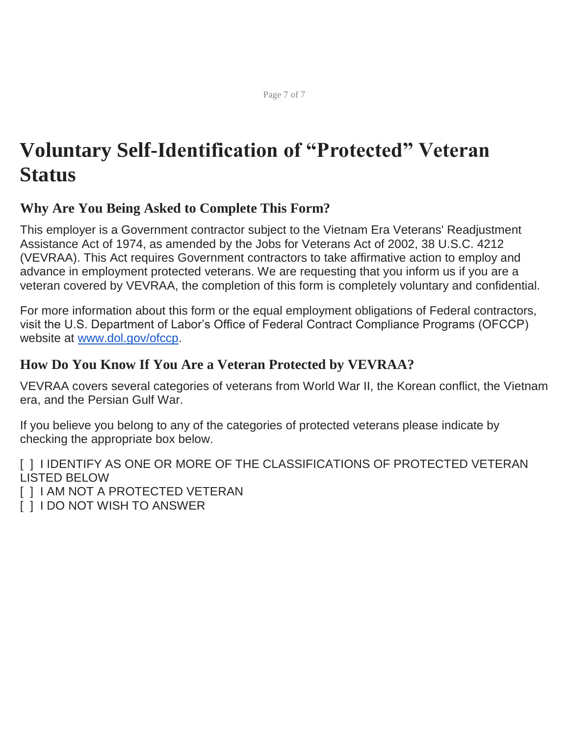# Voluntary Self-Identification of “Protected” Veteran Status

## Why Are You Being Asked to Complete This Form?

This employer is a Government contractor subject to the Vietnam Era Veterans' Readjustment Assistance Act of 1974, as amended by the Jobs for Veterans Act of 2002, 38 U.S.C. 4212 (VEVRAA). This Act requires Government contractors to take affirmative action to employ and advance in employment protected veterans. We are requesting that you inform us if you are a veteran covered by VEVRAA, the completion of this form is completely voluntary and confidential.

For more information about this form or the equal employment obligations of Federal contractors, visit the U.S. Department of Labor’s Office of Federal Contract Compliance Programs (OFCCP) website at [www.dol.gov/ofccp](http://www.dol.gov/ofccp).

## How Do You Know If You Are a Veteran Protected by VEVRAA?

VEVRAA covers several categories of veterans from World War II, the Korean conflict, the Vietnam era, and the Persian Gulf War.

If you believe you belong to any of the categories of protected veterans please indicate by checking the appropriate box below.

[ ] I IDENTIFY AS ONE OR MORE OF THE CLASSIFICATIONS OF PROTECTED VETERAN LISTED BELOW
[ ] I AM NOT A PROTECTED VETERAN
[ ] I DO NOT WISH TO ANSWER